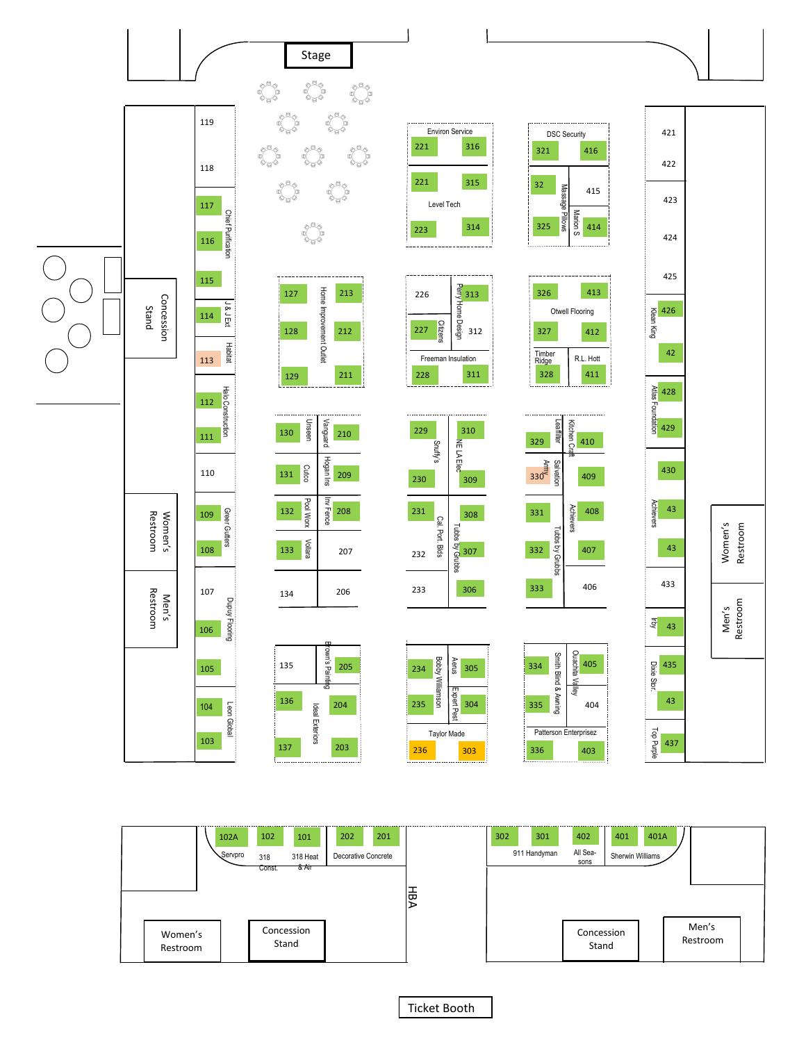Stage

Concession Stand

Women's Restroom

Men's Restroom

119
118
117 Chief Purification
116
115
114 J & J Ext
113 Habitat
112 Halo Construction
111
110
109 Greer Gutters
108
107 Dupuy Flooring
106
105
104 Leon Global
103

127, 128, 129 — Home Improvement Outlet — 213, 212, 211

130 Unseen
131 Cutco
132 Pool Worx
133 Vollara
134

210 Vanguard
209 Hogan Ins
208 Inv Fence
207
206

135
136, 137 — Ideal Exteriors
205 Brown's Painting
204
203

Environ Service: 221, 316

221, 315 — Level Tech — 223, 314

226
227 Citizens
313 Perry Home Design
312
Freeman Insulation: 228, 311

229 Scruffy's
230
231 Cal. Port. Bids
232
233

310 NE LA Elec
309
308 Tubbs by Grubbs
307
306

234 Bobby Williamson
235
305 Aerus
304 Expert Pest
Taylor Made: 236, 303

DSC Security: 321, 416

32 Massage Pillows
325
415
414 Marion S

326, 413 — Otwell Flooring — 327, 412
Timber Ridge: 328
R.L. Hott: 411

329 Leaffilter
330 Salvation Army
331
332 Tubbs by Grubbs
333

410 Kitchen Craft
409
408 Achievers
407
406

334 Smith Blind & Awning
335
405 Ouachita Valley
404
Patterson Enterprisez: 336, 403

421
422
423
424
425
426 Klean King
42
428 Atlas Foundation
429
430
43 Achievers
43
433
43 Irby
435 Dixie Stor.
43
437 Top Purple

Women's Restroom

Men's Restroom

102A Servpro
102 318 Const.
101 318 Heat & Air
202, 201 Decorative Concrete

HBA

302, 301 911 Handyman
402 All Seasons
401, 401A Sherwin Williams

Women's Restroom

Concession Stand

Concession Stand

Men's Restroom

Ticket Booth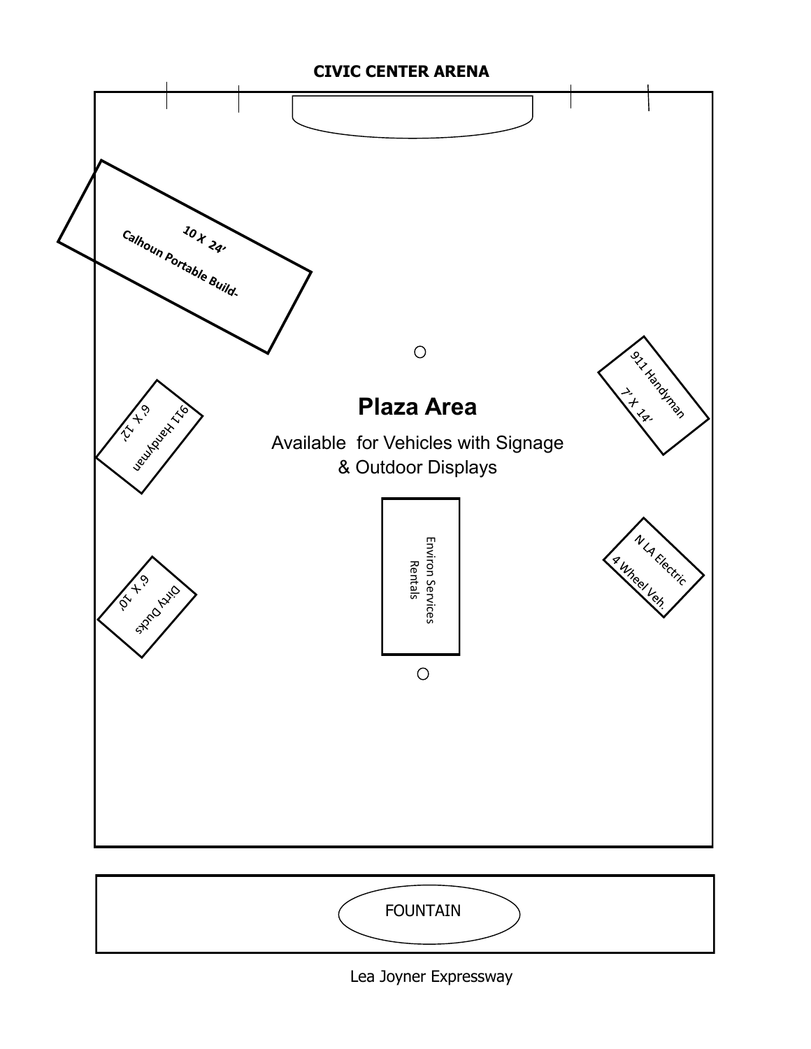**CIVIC CENTER ARENA**

10 X 24'

Calhoun Portable Build-

**Plaza Area**

Available for Vehicles with Signage & Outdoor Displays

911 Handyman

7' X 14'

6' X 12'

911 Handyman

N LA Electric

4 Wheel Veh.

Environ Services Rentals

6' X 10'

Dirty Ducks

FOUNTAIN

Lea Joyner Expressway